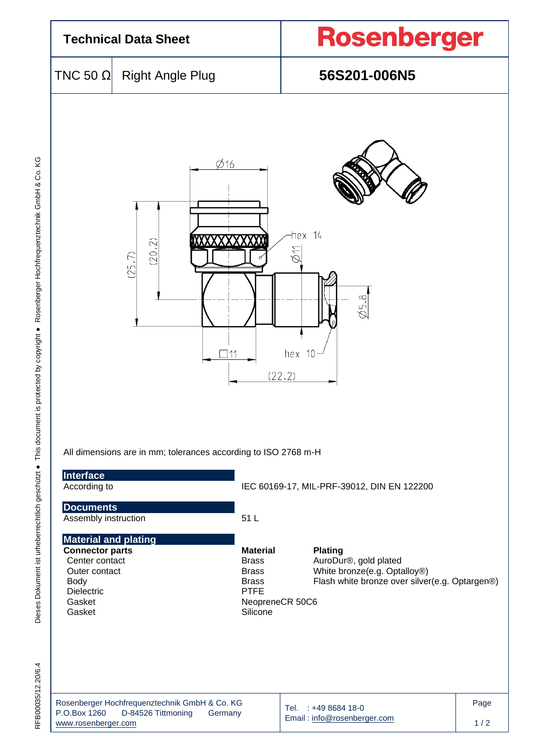# Technical Data Sheet

**Rosenberger**

TNC 50 Ω | Right Angle Plug

**56S201-006N5**

All dimensions are in mm; tolerances according to ISO 2768 m-H

## Interface

| | |
|---|---|
| According to | IEC 60169-17, MIL-PRF-39012, DIN EN 122200 |

## Documents

| | |
|---|---|
| Assembly instruction | 51 L |

## Material and plating

| Connector parts | Material | Plating |
|---|---|---|
| Center contact | Brass | AuroDur®, gold plated |
| Outer contact | Brass | White bronze(e.g. Optalloy®) |
| Body | Brass | Flash white bronze over silver(e.g. Optargen®) |
| Dielectric | PTFE | |
| Gasket | NeopreneCR 50C6 | |
| Gasket | Silicone | |

Rosenberger Hochfrequenztechnik GmbH & Co. KG
P.O.Box 1260 D-84526 Tittmoning Germany
www.rosenberger.com

Tel. : +49 8684 18-0
Email : info@rosenberger.com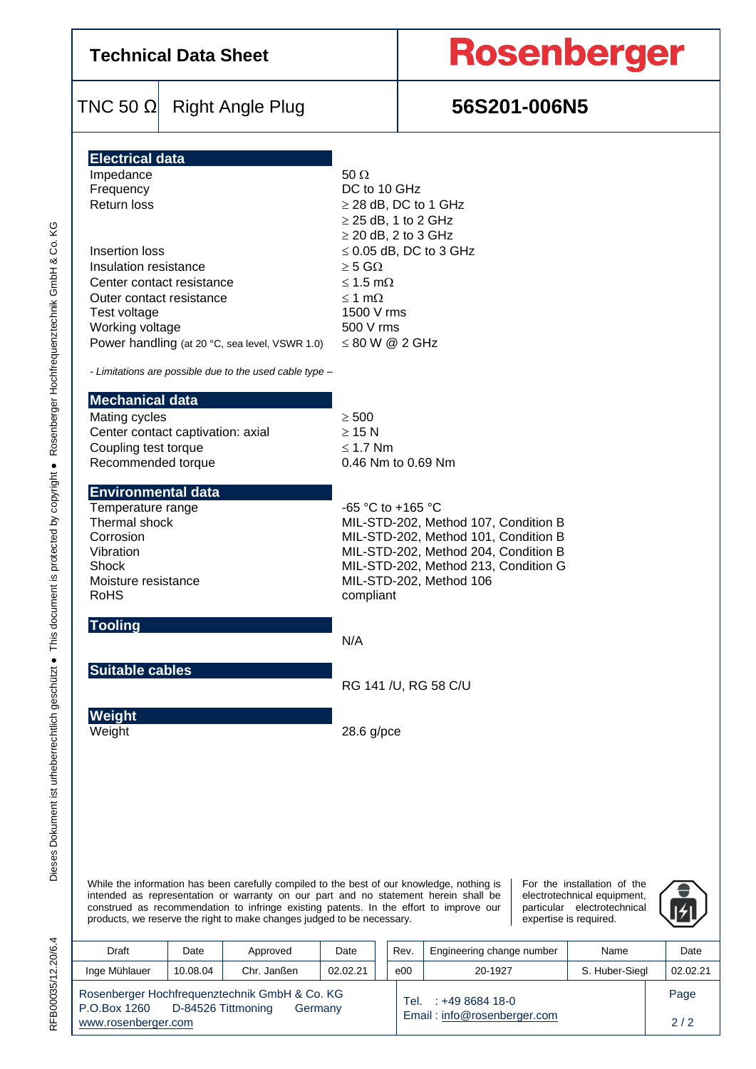# Technical Data Sheet

**Rosenberger**

TNC 50 Ω Right Angle Plug

**56S201-006N5**

## Electrical data

| | |
|---|---|
| Impedance | 50 Ω |
| Frequency | DC to 10 GHz |
| Return loss | ≥ 28 dB, DC to 1 GHz |
| | ≥ 25 dB, 1 to 2 GHz |
| | ≥ 20 dB, 2 to 3 GHz |
| Insertion loss | ≤ 0.05 dB, DC to 3 GHz |
| Insulation resistance | ≥ 5 GΩ |
| Center contact resistance | ≤ 1.5 mΩ |
| Outer contact resistance | ≤ 1 mΩ |
| Test voltage | 1500 V rms |
| Working voltage | 500 V rms |
| Power handling (at 20 °C, sea level, VSWR 1.0) | ≤ 80 W @ 2 GHz |

*- Limitations are possible due to the used cable type –*

## Mechanical data

| | |
|---|---|
| Mating cycles | ≥ 500 |
| Center contact captivation: axial | ≥ 15 N |
| Coupling test torque | ≤ 1.7 Nm |
| Recommended torque | 0.46 Nm to 0.69 Nm |

## Environmental data

| | |
|---|---|
| Temperature range | -65 °C to +165 °C |
| Thermal shock | MIL-STD-202, Method 107, Condition B |
| Corrosion | MIL-STD-202, Method 101, Condition B |
| Vibration | MIL-STD-202, Method 204, Condition B |
| Shock | MIL-STD-202, Method 213, Condition G |
| Moisture resistance | MIL-STD-202, Method 106 |
| RoHS | compliant |

## Tooling

N/A

## Suitable cables

RG 141 /U, RG 58 C/U

## Weight

| | |
|---|---|
| Weight | 28.6 g/pce |

While the information has been carefully compiled to the best of our knowledge, nothing is intended as representation or warranty on our part and no statement herein shall be construed as recommendation to infringe existing patents. In the effort to improve our products, we reserve the right to make changes judged to be necessary.

For the installation of the electrotechnical equipment, particular electrotechnical expertise is required.

| Draft | Date | Approved | Date | Rev. | Engineering change number | Name | Date |
|---|---|---|---|---|---|---|---|
| Inge Mühlauer | 10.08.04 | Chr. Janßen | 02.02.21 | e00 | 20-1927 | S. Huber-Siegl | 02.02.21 |

Rosenberger Hochfrequenztechnik GmbH & Co. KG
P.O.Box 1260 D-84526 Tittmoning Germany
www.rosenberger.com

Tel. : +49 8684 18-0
Email : info@rosenberger.com

RFB00035/12.20/6.4

Dieses Dokument ist urheberrechtlich geschützt ● This document is protected by copyright ● Rosenberger Hochfrequenztechnik GmbH & Co. KG